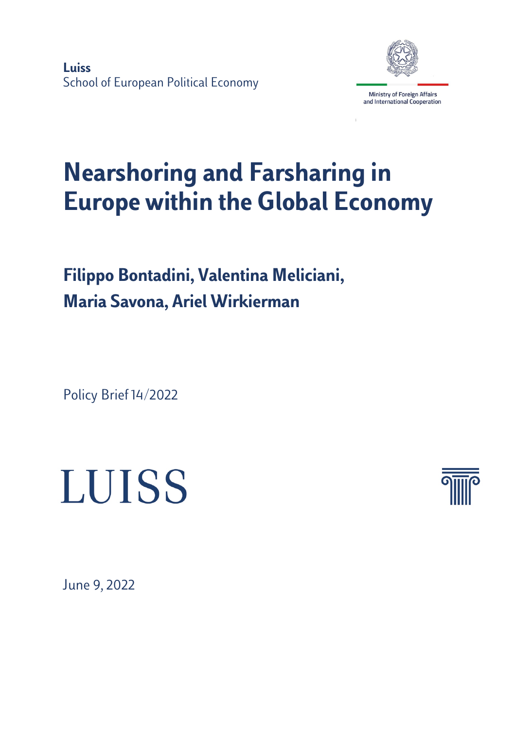**Luiss**
School of European Political Economy

Ministry of Foreign Affairs
and International Cooperation

# Nearshoring and Farsharing in Europe within the Global Economy

## Filippo Bontadini, Valentina Meliciani, Maria Savona, Ariel Wirkierman

Policy Brief 14/2022

LUISS

June 9, 2022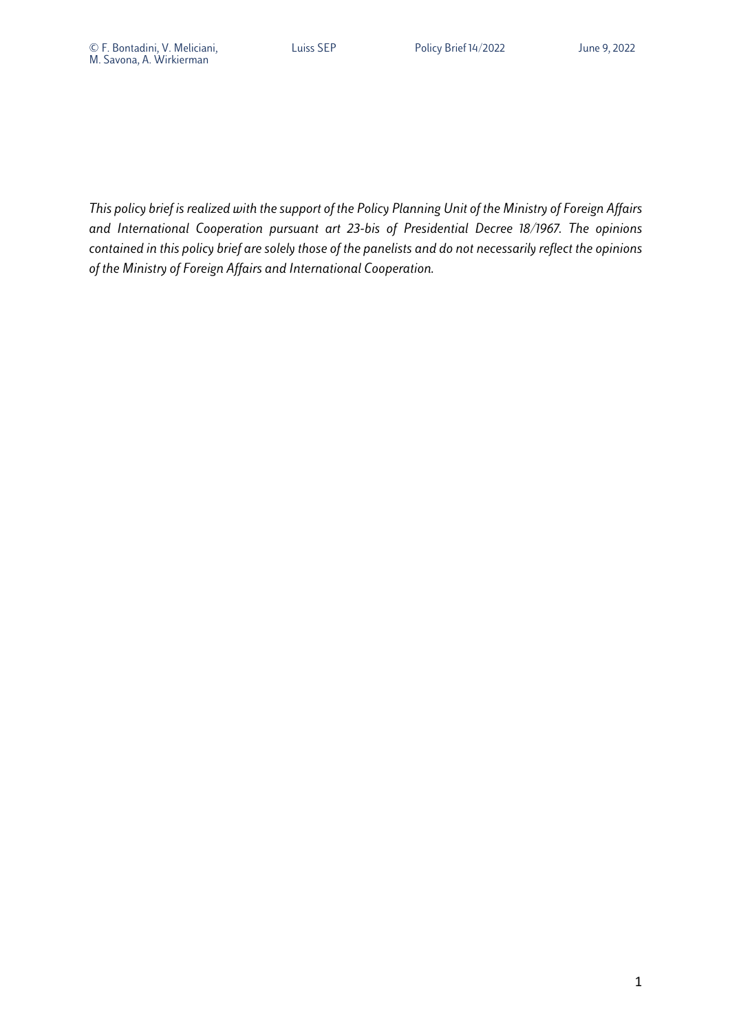*This policy brief is realized with the support of the Policy Planning Unit of the Ministry of Foreign Affairs and International Cooperation pursuant art 23-bis of Presidential Decree 18/1967. The opinions contained in this policy brief are solely those of the panelists and do not necessarily reflect the opinions of the Ministry of Foreign Affairs and International Cooperation.*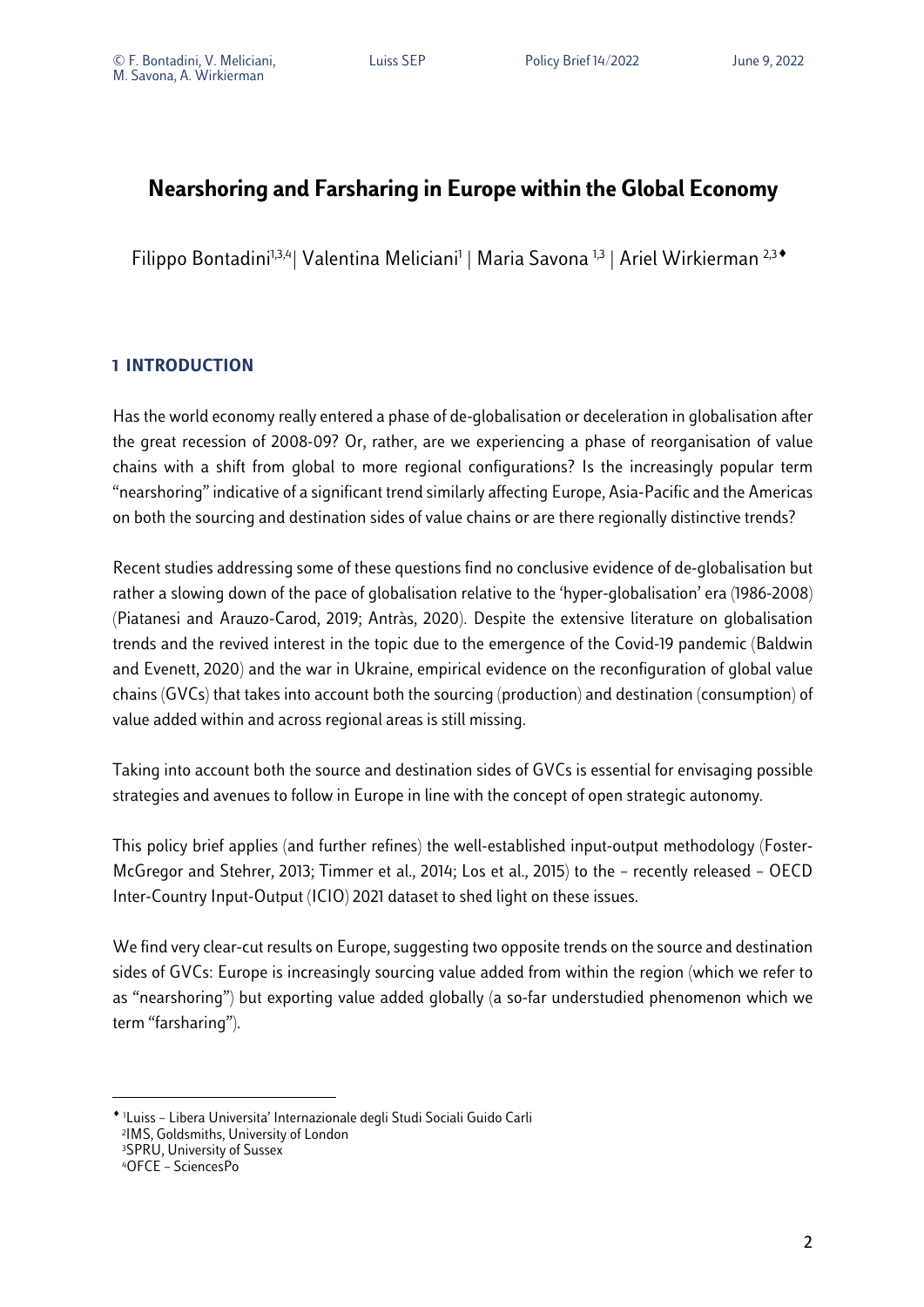# Nearshoring and Farsharing in Europe within the Global Economy

Filippo Bontadini[1,3,4] | Valentina Meliciani[1] | Maria Savona [1,3] | Ariel Wirkierman [2,3♦]

## 1 INTRODUCTION

Has the world economy really entered a phase of de-globalisation or deceleration in globalisation after the great recession of 2008-09? Or, rather, are we experiencing a phase of reorganisation of value chains with a shift from global to more regional configurations? Is the increasingly popular term "nearshoring" indicative of a significant trend similarly affecting Europe, Asia-Pacific and the Americas on both the sourcing and destination sides of value chains or are there regionally distinctive trends?

Recent studies addressing some of these questions find no conclusive evidence of de-globalisation but rather a slowing down of the pace of globalisation relative to the 'hyper-globalisation' era (1986-2008) (Piatanesi and Arauzo-Carod, 2019; Antràs, 2020). Despite the extensive literature on globalisation trends and the revived interest in the topic due to the emergence of the Covid-19 pandemic (Baldwin and Evenett, 2020) and the war in Ukraine, empirical evidence on the reconfiguration of global value chains (GVCs) that takes into account both the sourcing (production) and destination (consumption) of value added within and across regional areas is still missing.

Taking into account both the source and destination sides of GVCs is essential for envisaging possible strategies and avenues to follow in Europe in line with the concept of open strategic autonomy.

This policy brief applies (and further refines) the well-established input-output methodology (Foster-McGregor and Stehrer, 2013; Timmer et al., 2014; Los et al., 2015) to the – recently released – OECD Inter-Country Input-Output (ICIO) 2021 dataset to shed light on these issues.

We find very clear-cut results on Europe, suggesting two opposite trends on the source and destination sides of GVCs: Europe is increasingly sourcing value added from within the region (which we refer to as "nearshoring") but exporting value added globally (a so-far understudied phenomenon which we term "farsharing").

♦ [1]Luiss – Libera Universita' Internazionale degli Studi Sociali Guido Carli
[2]IMS, Goldsmiths, University of London
[3]SPRU, University of Sussex
[4]OFCE – SciencesPo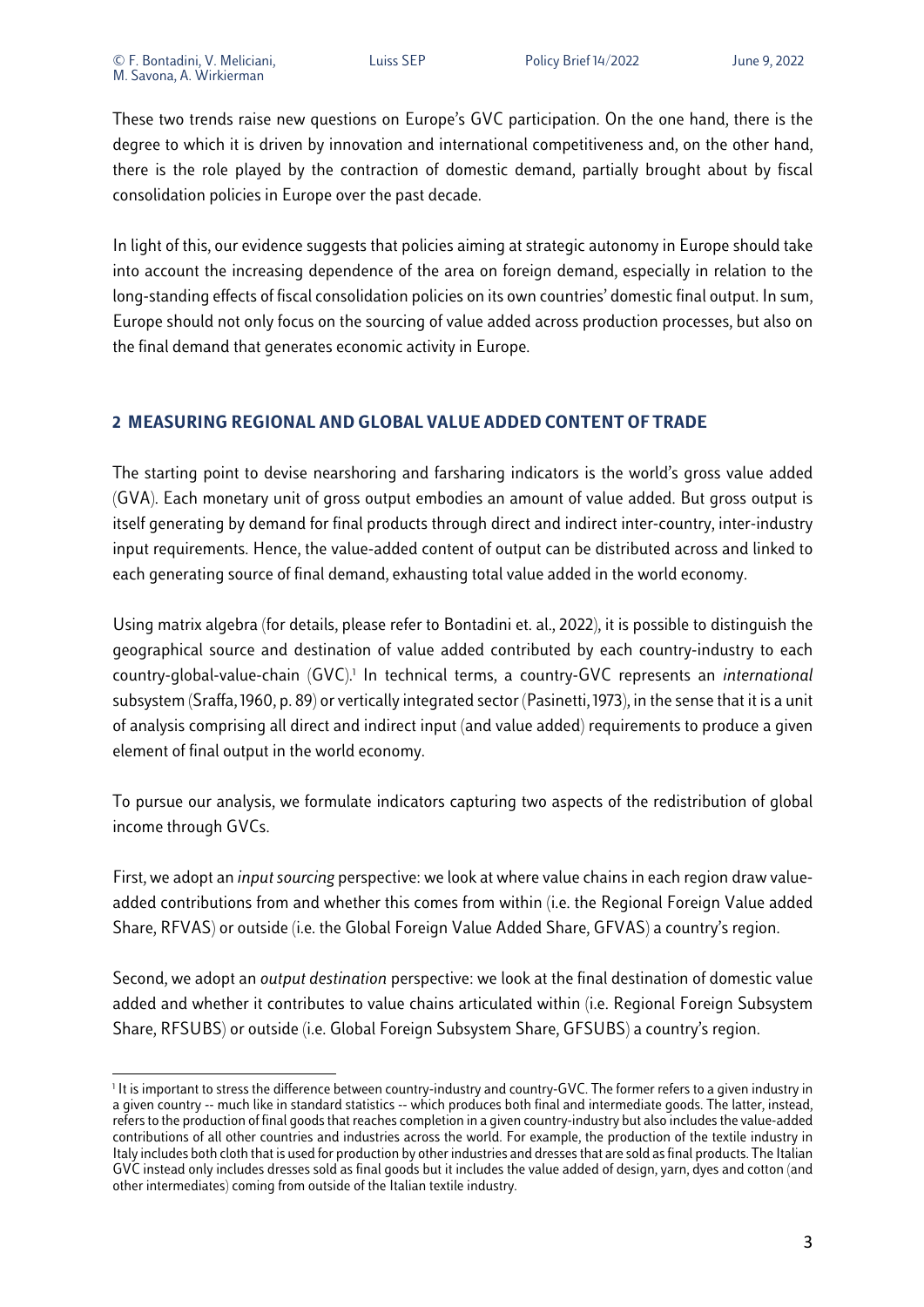These two trends raise new questions on Europe's GVC participation. On the one hand, there is the degree to which it is driven by innovation and international competitiveness and, on the other hand, there is the role played by the contraction of domestic demand, partially brought about by fiscal consolidation policies in Europe over the past decade.

In light of this, our evidence suggests that policies aiming at strategic autonomy in Europe should take into account the increasing dependence of the area on foreign demand, especially in relation to the long-standing effects of fiscal consolidation policies on its own countries' domestic final output. In sum, Europe should not only focus on the sourcing of value added across production processes, but also on the final demand that generates economic activity in Europe.

## 2 MEASURING REGIONAL AND GLOBAL VALUE ADDED CONTENT OF TRADE

The starting point to devise nearshoring and farsharing indicators is the world's gross value added (GVA). Each monetary unit of gross output embodies an amount of value added. But gross output is itself generating by demand for final products through direct and indirect inter-country, inter-industry input requirements. Hence, the value-added content of output can be distributed across and linked to each generating source of final demand, exhausting total value added in the world economy.

Using matrix algebra (for details, please refer to Bontadini et. al., 2022), it is possible to distinguish the geographical source and destination of value added contributed by each country-industry to each country-global-value-chain (GVC).[1] In technical terms, a country-GVC represents an *international* subsystem (Sraffa, 1960, p. 89) or vertically integrated sector (Pasinetti, 1973), in the sense that it is a unit of analysis comprising all direct and indirect input (and value added) requirements to produce a given element of final output in the world economy.

To pursue our analysis, we formulate indicators capturing two aspects of the redistribution of global income through GVCs.

First, we adopt an *input sourcing* perspective: we look at where value chains in each region draw value-added contributions from and whether this comes from within (i.e. the Regional Foreign Value added Share, RFVAS) or outside (i.e. the Global Foreign Value Added Share, GFVAS) a country's region.

Second, we adopt an *output destination* perspective: we look at the final destination of domestic value added and whether it contributes to value chains articulated within (i.e. Regional Foreign Subsystem Share, RFSUBS) or outside (i.e. Global Foreign Subsystem Share, GFSUBS) a country's region.

[1] It is important to stress the difference between country-industry and country-GVC. The former refers to a given industry in a given country -- much like in standard statistics -- which produces both final and intermediate goods. The latter, instead, refers to the production of final goods that reaches completion in a given country-industry but also includes the value-added contributions of all other countries and industries across the world. For example, the production of the textile industry in Italy includes both cloth that is used for production by other industries and dresses that are sold as final products. The Italian GVC instead only includes dresses sold as final goods but it includes the value added of design, yarn, dyes and cotton (and other intermediates) coming from outside of the Italian textile industry.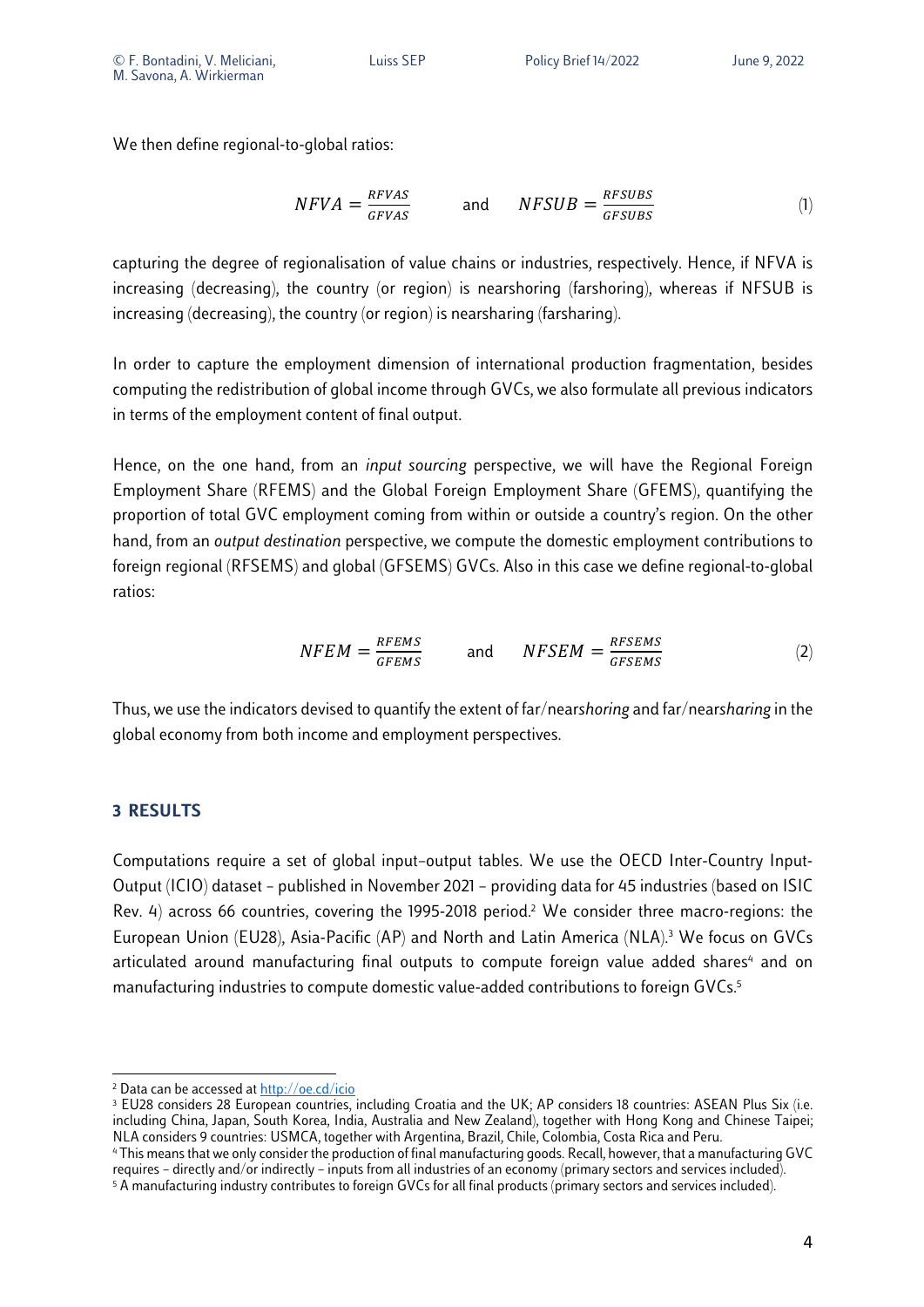We then define regional-to-global ratios:

$$NFVA = \frac{RFVAS}{GFVAS} \qquad \text{and} \qquad NFSUB = \frac{RFSUBS}{GFSUBS} \tag{1}$$

capturing the degree of regionalisation of value chains or industries, respectively. Hence, if NFVA is increasing (decreasing), the country (or region) is nearshoring (farshoring), whereas if NFSUB is increasing (decreasing), the country (or region) is nearsharing (farsharing).

In order to capture the employment dimension of international production fragmentation, besides computing the redistribution of global income through GVCs, we also formulate all previous indicators in terms of the employment content of final output.

Hence, on the one hand, from an *input sourcing* perspective, we will have the Regional Foreign Employment Share (RFEMS) and the Global Foreign Employment Share (GFEMS), quantifying the proportion of total GVC employment coming from within or outside a country's region. On the other hand, from an *output destination* perspective, we compute the domestic employment contributions to foreign regional (RFSEMS) and global (GFSEMS) GVCs. Also in this case we define regional-to-global ratios:

$$NFEM = \frac{RFEMS}{GFEMS} \qquad \text{and} \qquad NFSEM = \frac{RFSEMS}{GFSEMS} \tag{2}$$

Thus, we use the indicators devised to quantify the extent of far/near*shoring* and far/near*sharing* in the global economy from both income and employment perspectives.

## 3 RESULTS

Computations require a set of global input-output tables. We use the OECD Inter-Country Input-Output (ICIO) dataset – published in November 2021 – providing data for 45 industries (based on ISIC Rev. 4) across 66 countries, covering the 1995-2018 period.[2] We consider three macro-regions: the European Union (EU28), Asia-Pacific (AP) and North and Latin America (NLA).[3] We focus on GVCs articulated around manufacturing final outputs to compute foreign value added shares[4] and on manufacturing industries to compute domestic value-added contributions to foreign GVCs.[5]

[2] Data can be accessed at http://oe.cd/icio

[3] EU28 considers 28 European countries, including Croatia and the UK; AP considers 18 countries: ASEAN Plus Six (i.e. including China, Japan, South Korea, India, Australia and New Zealand), together with Hong Kong and Chinese Taipei; NLA considers 9 countries: USMCA, together with Argentina, Brazil, Chile, Colombia, Costa Rica and Peru.

[4] This means that we only consider the production of final manufacturing goods. Recall, however, that a manufacturing GVC requires – directly and/or indirectly – inputs from all industries of an economy (primary sectors and services included).

[5] A manufacturing industry contributes to foreign GVCs for all final products (primary sectors and services included).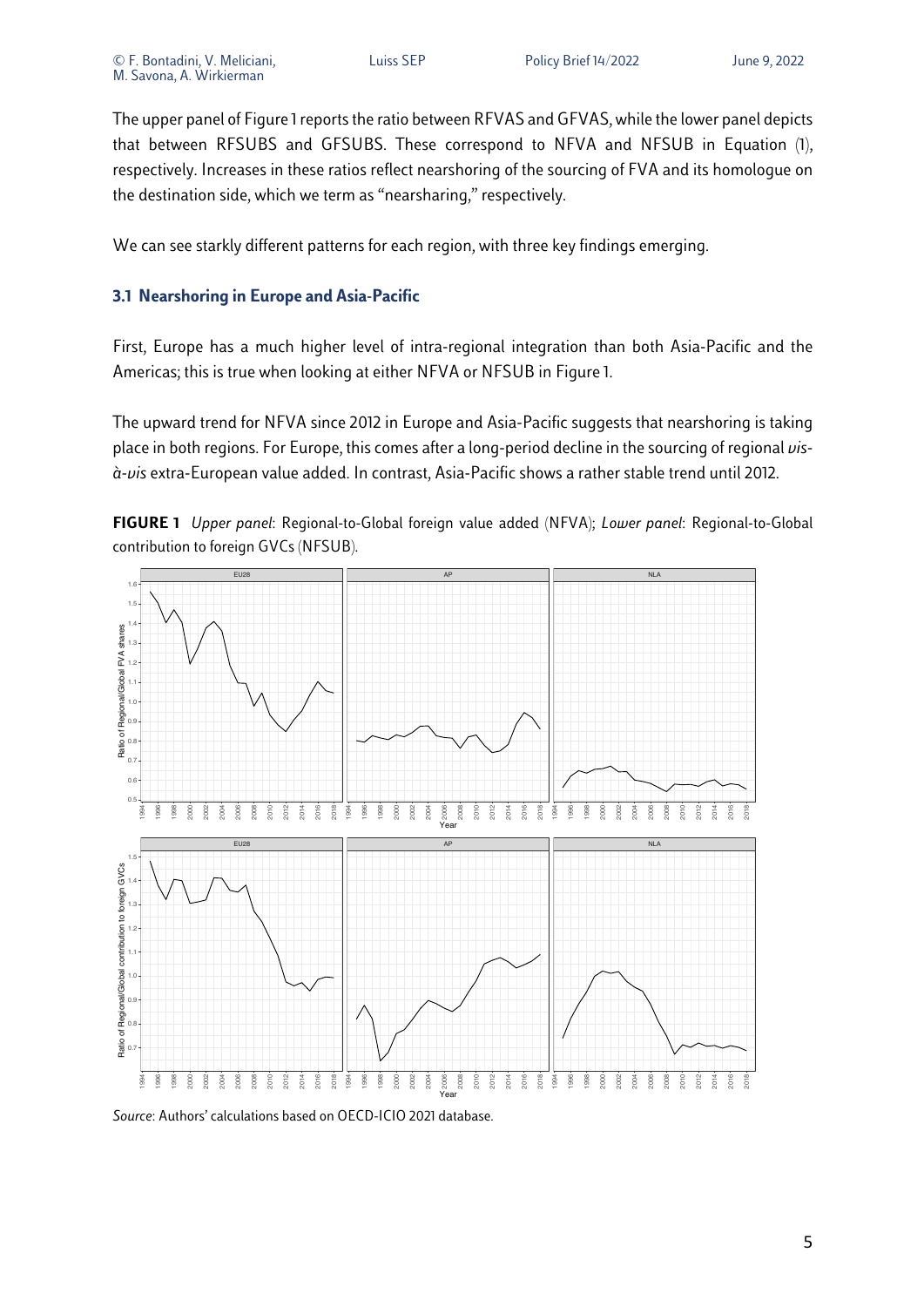The upper panel of Figure 1 reports the ratio between RFVAS and GFVAS, while the lower panel depicts that between RFSUBS and GFSUBS. These correspond to NFVA and NFSUB in Equation (1), respectively. Increases in these ratios reflect nearshoring of the sourcing of FVA and its homologue on the destination side, which we term as "nearsharing," respectively.

We can see starkly different patterns for each region, with three key findings emerging.

### 3.1 Nearshoring in Europe and Asia-Pacific

First, Europe has a much higher level of intra-regional integration than both Asia-Pacific and the Americas; this is true when looking at either NFVA or NFSUB in Figure 1.

The upward trend for NFVA since 2012 in Europe and Asia-Pacific suggests that nearshoring is taking place in both regions. For Europe, this comes after a long-period decline in the sourcing of regional *vis-à-vis* extra-European value added. In contrast, Asia-Pacific shows a rather stable trend until 2012.

**FIGURE 1** *Upper panel*: Regional-to-Global foreign value added (NFVA); *Lower panel*: Regional-to-Global contribution to foreign GVCs (NFSUB).

*Source*: Authors' calculations based on OECD-ICIO 2021 database.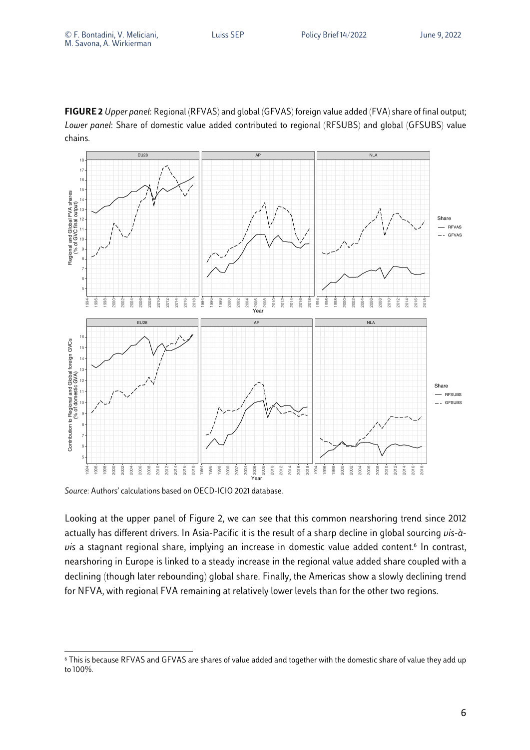**FIGURE 2** *Upper panel*: Regional (RFVAS) and global (GFVAS) foreign value added (FVA) share of final output; *Lower panel*: Share of domestic value added contributed to regional (RFSUBS) and global (GFSUBS) value chains.

*Source*: Authors' calculations based on OECD-ICIO 2021 database.

Looking at the upper panel of Figure 2, we can see that this common nearshoring trend since 2012 actually has different drivers. In Asia-Pacific it is the result of a sharp decline in global sourcing *vis-à-vis* a stagnant regional share, implying an increase in domestic value added content.[6] In contrast, nearshoring in Europe is linked to a steady increase in the regional value added share coupled with a declining (though later rebounding) global share. Finally, the Americas show a slowly declining trend for NFVA, with regional FVA remaining at relatively lower levels than for the other two regions.

[6] This is because RFVAS and GFVAS are shares of value added and together with the domestic share of value they add up to 100%.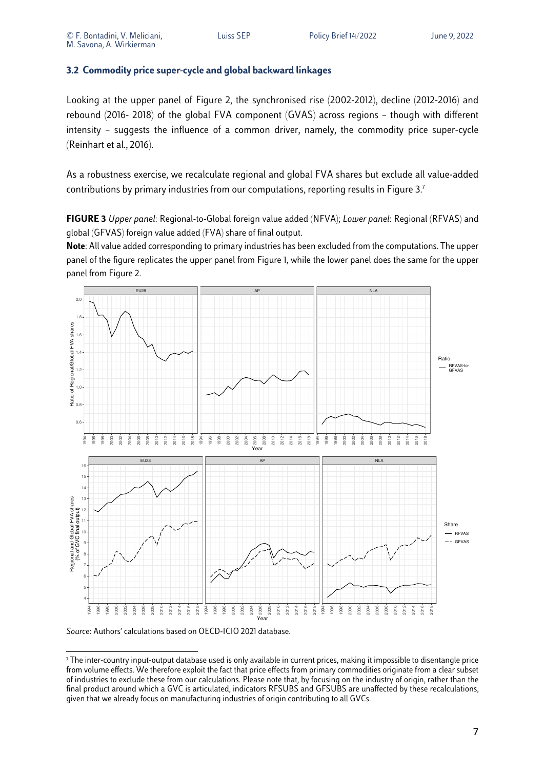### 3.2 Commodity price super-cycle and global backward linkages

Looking at the upper panel of Figure 2, the synchronised rise (2002-2012), decline (2012-2016) and rebound (2016- 2018) of the global FVA component (GVAS) across regions – though with different intensity – suggests the influence of a common driver, namely, the commodity price super-cycle (Reinhart et al., 2016).

As a robustness exercise, we recalculate regional and global FVA shares but exclude all value-added contributions by primary industries from our computations, reporting results in Figure 3.[7]

**FIGURE 3** *Upper panel*: Regional-to-Global foreign value added (NFVA); *Lower panel*: Regional (RFVAS) and global (GFVAS) foreign value added (FVA) share of final output.

**Note**: All value added corresponding to primary industries has been excluded from the computations. The upper panel of the figure replicates the upper panel from Figure 1, while the lower panel does the same for the upper panel from Figure 2.

*Source*: Authors' calculations based on OECD-ICIO 2021 database.

[7] The inter-country input-output database used is only available in current prices, making it impossible to disentangle price from volume effects. We therefore exploit the fact that price effects from primary commodities originate from a clear subset of industries to exclude these from our calculations. Please note that, by focusing on the industry of origin, rather than the final product around which a GVC is articulated, indicators RFSUBS and GFSUBS are unaffected by these recalculations, given that we already focus on manufacturing industries of origin contributing to all GVCs.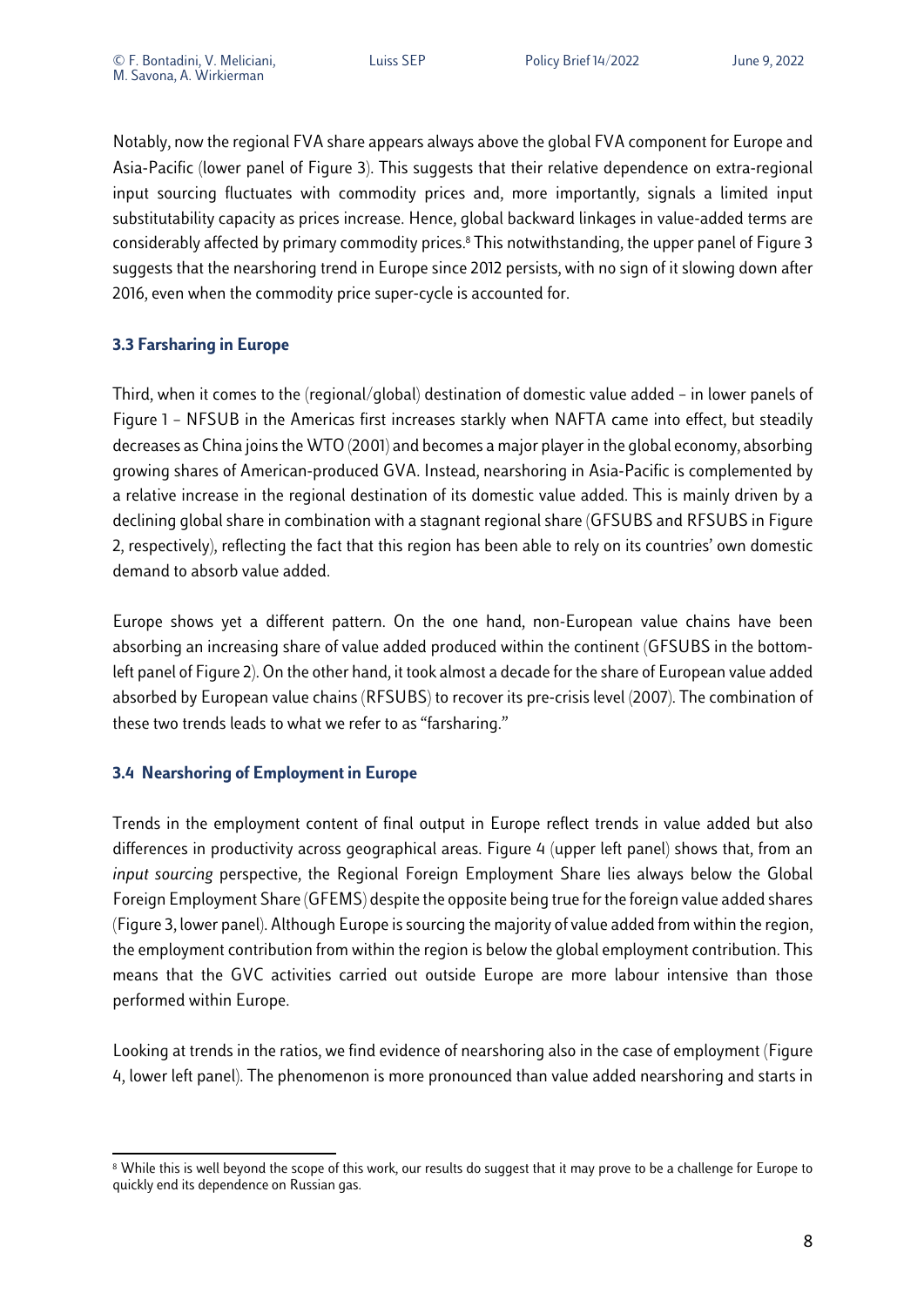Notably, now the regional FVA share appears always above the global FVA component for Europe and Asia-Pacific (lower panel of Figure 3). This suggests that their relative dependence on extra-regional input sourcing fluctuates with commodity prices and, more importantly, signals a limited input substitutability capacity as prices increase. Hence, global backward linkages in value-added terms are considerably affected by primary commodity prices.[8] This notwithstanding, the upper panel of Figure 3 suggests that the nearshoring trend in Europe since 2012 persists, with no sign of it slowing down after 2016, even when the commodity price super-cycle is accounted for.

### 3.3 Farsharing in Europe

Third, when it comes to the (regional/global) destination of domestic value added – in lower panels of Figure 1 – NFSUB in the Americas first increases starkly when NAFTA came into effect, but steadily decreases as China joins the WTO (2001) and becomes a major player in the global economy, absorbing growing shares of American-produced GVA. Instead, nearshoring in Asia-Pacific is complemented by a relative increase in the regional destination of its domestic value added. This is mainly driven by a declining global share in combination with a stagnant regional share (GFSUBS and RFSUBS in Figure 2, respectively), reflecting the fact that this region has been able to rely on its countries' own domestic demand to absorb value added.

Europe shows yet a different pattern. On the one hand, non-European value chains have been absorbing an increasing share of value added produced within the continent (GFSUBS in the bottom-left panel of Figure 2). On the other hand, it took almost a decade for the share of European value added absorbed by European value chains (RFSUBS) to recover its pre-crisis level (2007). The combination of these two trends leads to what we refer to as "farsharing."

### 3.4 Nearshoring of Employment in Europe

Trends in the employment content of final output in Europe reflect trends in value added but also differences in productivity across geographical areas. Figure 4 (upper left panel) shows that, from an *input sourcing* perspective, the Regional Foreign Employment Share lies always below the Global Foreign Employment Share (GFEMS) despite the opposite being true for the foreign value added shares (Figure 3, lower panel). Although Europe is sourcing the majority of value added from within the region, the employment contribution from within the region is below the global employment contribution. This means that the GVC activities carried out outside Europe are more labour intensive than those performed within Europe.

Looking at trends in the ratios, we find evidence of nearshoring also in the case of employment (Figure 4, lower left panel). The phenomenon is more pronounced than value added nearshoring and starts in

---

[8] While this is well beyond the scope of this work, our results do suggest that it may prove to be a challenge for Europe to quickly end its dependence on Russian gas.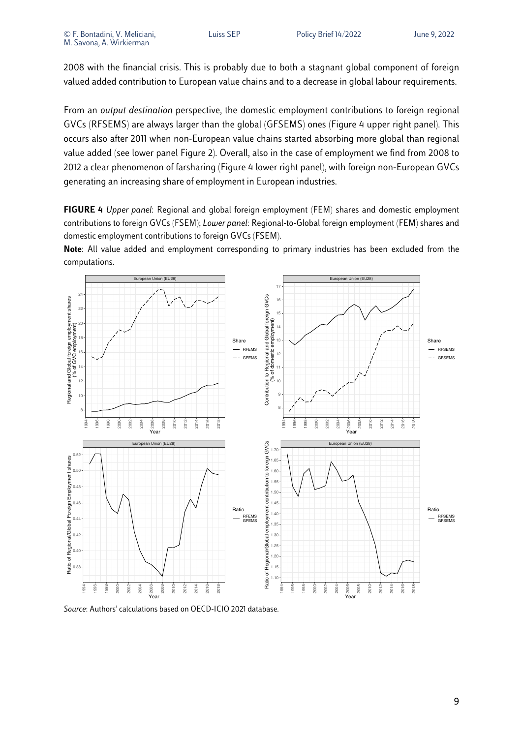2008 with the financial crisis. This is probably due to both a stagnant global component of foreign valued added contribution to European value chains and to a decrease in global labour requirements.

From an *output destination* perspective, the domestic employment contributions to foreign regional GVCs (RFSEMS) are always larger than the global (GFSEMS) ones (Figure 4 upper right panel). This occurs also after 2011 when non-European value chains started absorbing more global than regional value added (see lower panel Figure 2). Overall, also in the case of employment we find from 2008 to 2012 a clear phenomenon of farsharing (Figure 4 lower right panel), with foreign non-European GVCs generating an increasing share of employment in European industries.

**FIGURE 4** *Upper panel*: Regional and global foreign employment (FEM) shares and domestic employment contributions to foreign GVCs (FSEM); *Lower panel*: Regional-to-Global foreign employment (FEM) shares and domestic employment contributions to foreign GVCs (FSEM).

**Note**: All value added and employment corresponding to primary industries has been excluded from the computations.

*Source*: Authors' calculations based on OECD-ICIO 2021 database.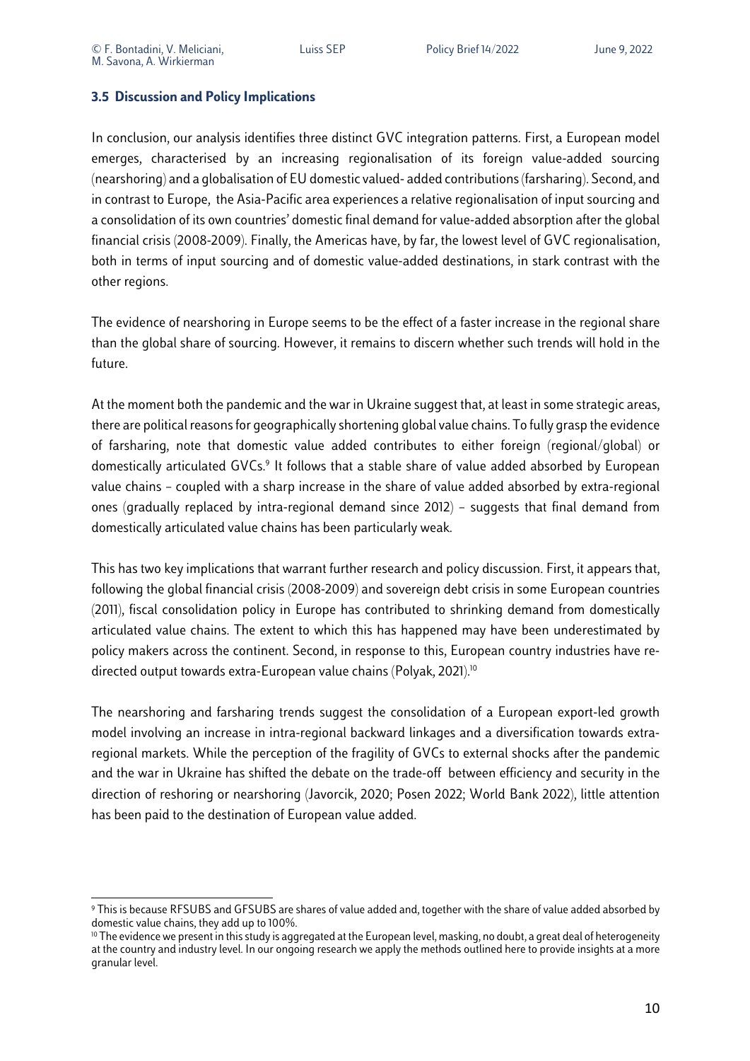### 3.5 Discussion and Policy Implications

In conclusion, our analysis identifies three distinct GVC integration patterns. First, a European model emerges, characterised by an increasing regionalisation of its foreign value-added sourcing (nearshoring) and a globalisation of EU domestic valued- added contributions (farsharing). Second, and in contrast to Europe, the Asia-Pacific area experiences a relative regionalisation of input sourcing and a consolidation of its own countries' domestic final demand for value-added absorption after the global financial crisis (2008-2009). Finally, the Americas have, by far, the lowest level of GVC regionalisation, both in terms of input sourcing and of domestic value-added destinations, in stark contrast with the other regions.

The evidence of nearshoring in Europe seems to be the effect of a faster increase in the regional share than the global share of sourcing. However, it remains to discern whether such trends will hold in the future.

At the moment both the pandemic and the war in Ukraine suggest that, at least in some strategic areas, there are political reasons for geographically shortening global value chains. To fully grasp the evidence of farsharing, note that domestic value added contributes to either foreign (regional/global) or domestically articulated GVCs.[9] It follows that a stable share of value added absorbed by European value chains – coupled with a sharp increase in the share of value added absorbed by extra-regional ones (gradually replaced by intra-regional demand since 2012) – suggests that final demand from domestically articulated value chains has been particularly weak.

This has two key implications that warrant further research and policy discussion. First, it appears that, following the global financial crisis (2008-2009) and sovereign debt crisis in some European countries (2011), fiscal consolidation policy in Europe has contributed to shrinking demand from domestically articulated value chains. The extent to which this has happened may have been underestimated by policy makers across the continent. Second, in response to this, European country industries have re-directed output towards extra-European value chains (Polyak, 2021).[10]

The nearshoring and farsharing trends suggest the consolidation of a European export-led growth model involving an increase in intra-regional backward linkages and a diversification towards extra-regional markets. While the perception of the fragility of GVCs to external shocks after the pandemic and the war in Ukraine has shifted the debate on the trade-off between efficiency and security in the direction of reshoring or nearshoring (Javorcik, 2020; Posen 2022; World Bank 2022), little attention has been paid to the destination of European value added.

---

[9] This is because RFSUBS and GFSUBS are shares of value added and, together with the share of value added absorbed by domestic value chains, they add up to 100%.

[10] The evidence we present in this study is aggregated at the European level, masking, no doubt, a great deal of heterogeneity at the country and industry level. In our ongoing research we apply the methods outlined here to provide insights at a more granular level.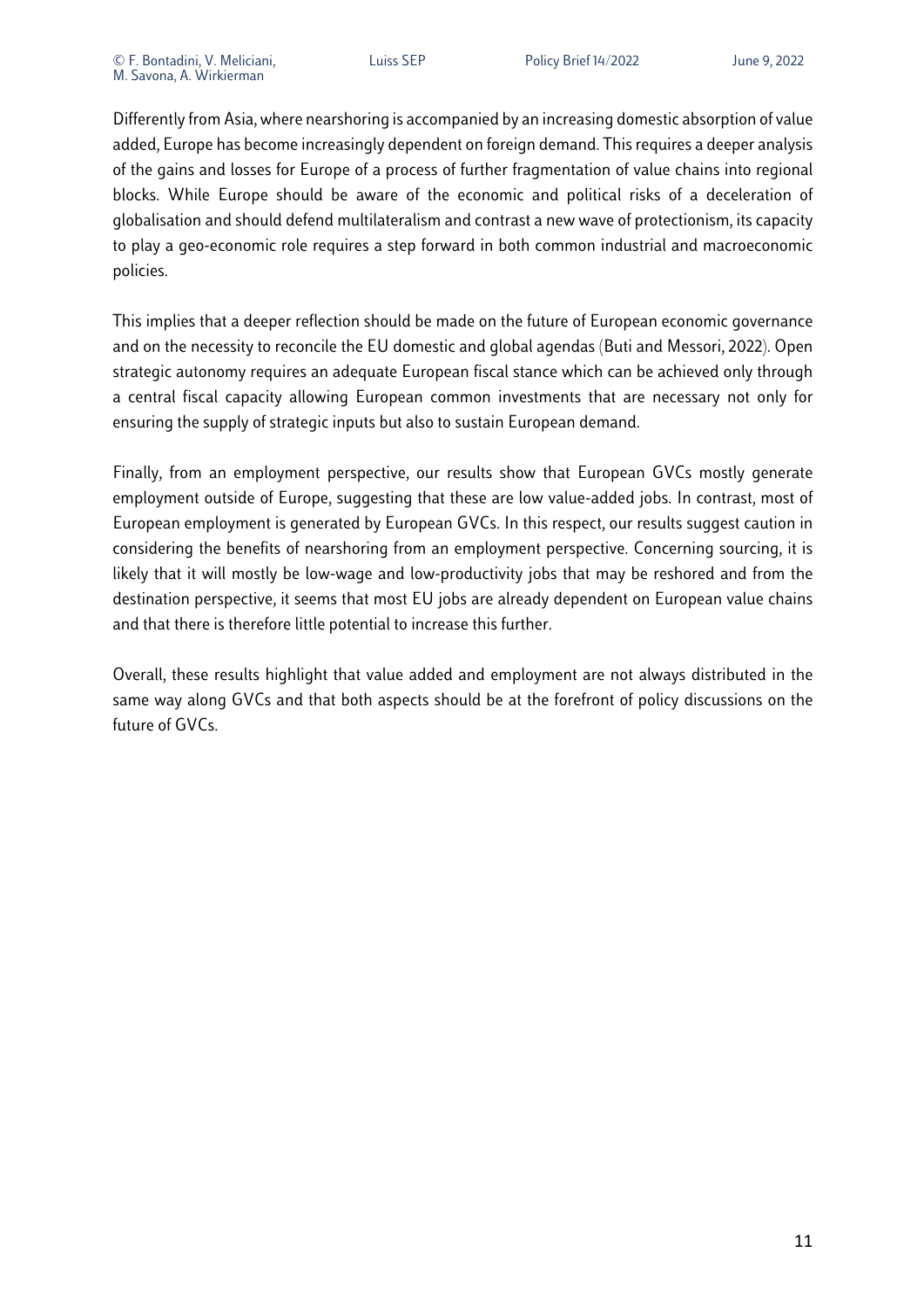Differently from Asia, where nearshoring is accompanied by an increasing domestic absorption of value added, Europe has become increasingly dependent on foreign demand. This requires a deeper analysis of the gains and losses for Europe of a process of further fragmentation of value chains into regional blocks. While Europe should be aware of the economic and political risks of a deceleration of globalisation and should defend multilateralism and contrast a new wave of protectionism, its capacity to play a geo-economic role requires a step forward in both common industrial and macroeconomic policies.

This implies that a deeper reflection should be made on the future of European economic governance and on the necessity to reconcile the EU domestic and global agendas (Buti and Messori, 2022). Open strategic autonomy requires an adequate European fiscal stance which can be achieved only through a central fiscal capacity allowing European common investments that are necessary not only for ensuring the supply of strategic inputs but also to sustain European demand.

Finally, from an employment perspective, our results show that European GVCs mostly generate employment outside of Europe, suggesting that these are low value-added jobs. In contrast, most of European employment is generated by European GVCs. In this respect, our results suggest caution in considering the benefits of nearshoring from an employment perspective. Concerning sourcing, it is likely that it will mostly be low-wage and low-productivity jobs that may be reshored and from the destination perspective, it seems that most EU jobs are already dependent on European value chains and that there is therefore little potential to increase this further.

Overall, these results highlight that value added and employment are not always distributed in the same way along GVCs and that both aspects should be at the forefront of policy discussions on the future of GVCs.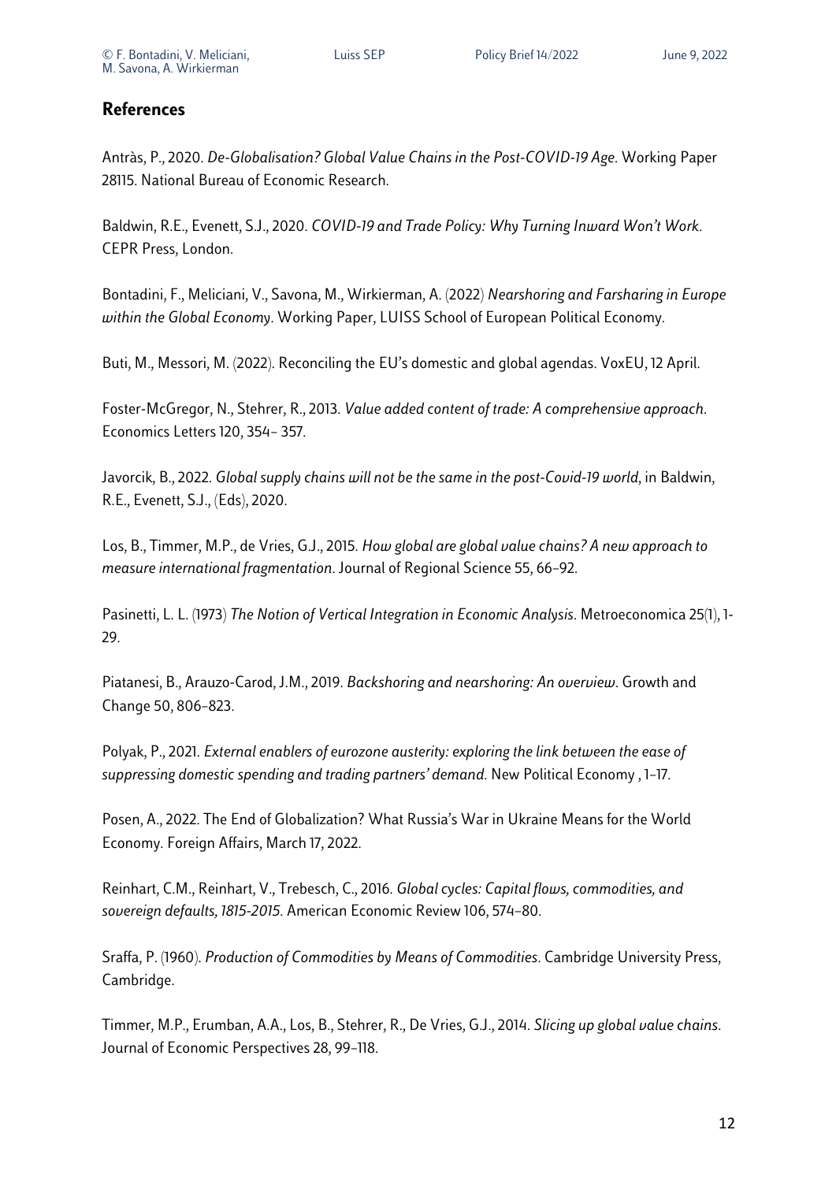## References

Antràs, P., 2020. *De-Globalisation? Global Value Chains in the Post-COVID-19 Age*. Working Paper 28115. National Bureau of Economic Research.

Baldwin, R.E., Evenett, S.J., 2020. *COVID-19 and Trade Policy: Why Turning Inward Won't Work*. CEPR Press, London.

Bontadini, F., Meliciani, V., Savona, M., Wirkierman, A. (2022) *Nearshoring and Farsharing in Europe within the Global Economy*. Working Paper, LUISS School of European Political Economy.

Buti, M., Messori, M. (2022). Reconciling the EU's domestic and global agendas. VoxEU, 12 April.

Foster-McGregor, N., Stehrer, R., 2013. *Value added content of trade: A comprehensive approach*. Economics Letters 120, 354– 357.

Javorcik, B., 2022. *Global supply chains will not be the same in the post-Covid-19 world*, in Baldwin, R.E., Evenett, S.J., (Eds), 2020.

Los, B., Timmer, M.P., de Vries, G.J., 2015. *How global are global value chains? A new approach to measure international fragmentation*. Journal of Regional Science 55, 66–92.

Pasinetti, L. L. (1973) *The Notion of Vertical Integration in Economic Analysis*. Metroeconomica 25(1), 1-29.

Piatanesi, B., Arauzo-Carod, J.M., 2019. *Backshoring and nearshoring: An overview*. Growth and Change 50, 806–823.

Polyak, P., 2021. *External enablers of eurozone austerity: exploring the link between the ease of suppressing domestic spending and trading partners' demand*. New Political Economy , 1–17.

Posen, A., 2022. The End of Globalization? What Russia's War in Ukraine Means for the World Economy. Foreign Affairs, March 17, 2022.

Reinhart, C.M., Reinhart, V., Trebesch, C., 2016. *Global cycles: Capital flows, commodities, and sovereign defaults, 1815-2015*. American Economic Review 106, 574–80.

Sraffa, P. (1960). *Production of Commodities by Means of Commodities*. Cambridge University Press, Cambridge.

Timmer, M.P., Erumban, A.A., Los, B., Stehrer, R., De Vries, G.J., 2014. *Slicing up global value chains*. Journal of Economic Perspectives 28, 99–118.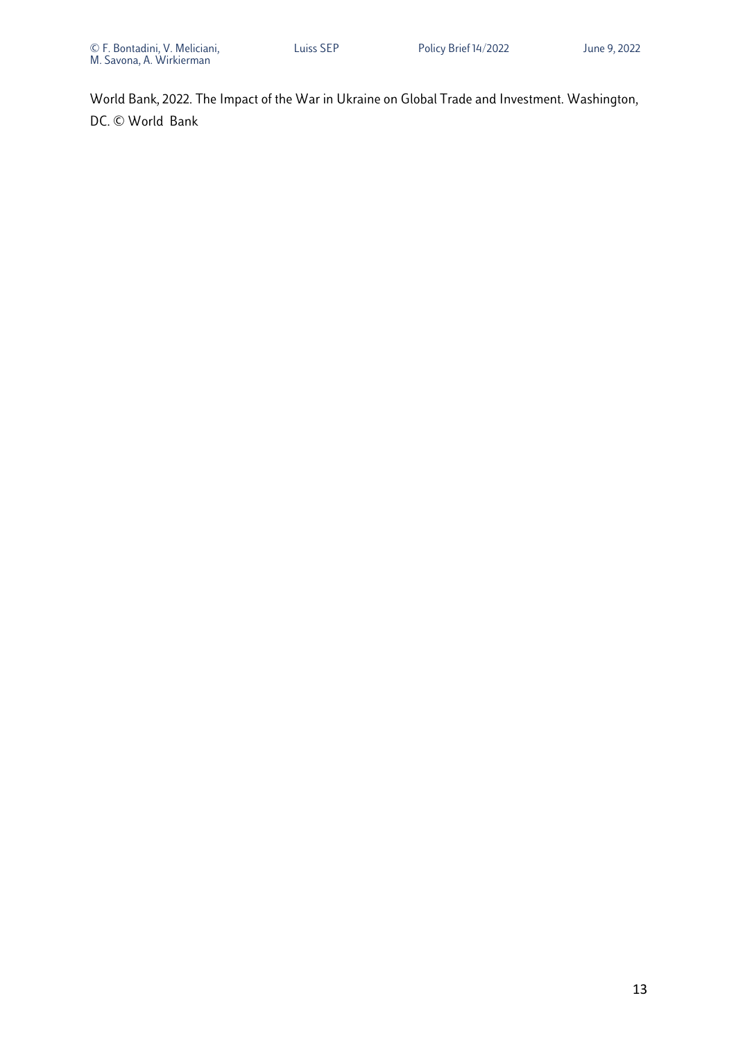World Bank, 2022. The Impact of the War in Ukraine on Global Trade and Investment. Washington, DC. © World Bank